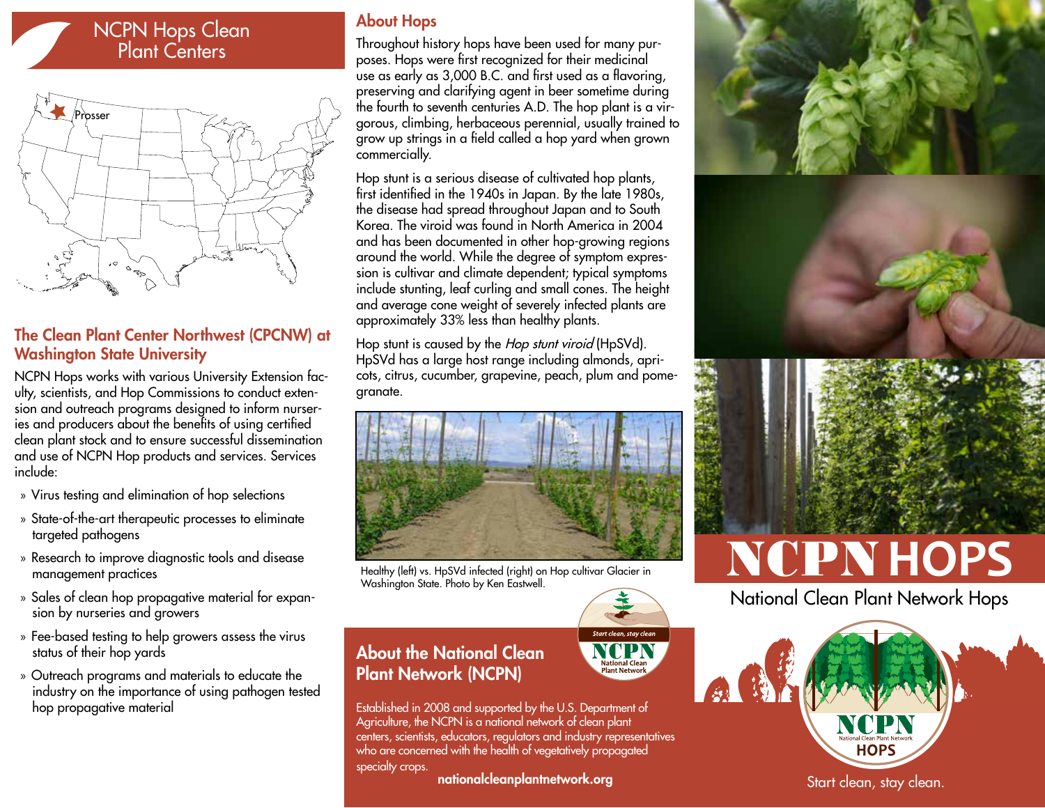# NCPN Hops Clean Plant Centers

Prosser

## The Clean Plant Center Northwest (CPCNW) at Washington State University

NCPN Hops works with various University Extension faculty, scientists, and Hop Commissions to conduct extension and outreach programs designed to inform nurseries and producers about the benefits of using certified clean plant stock and to ensure successful dissemination and use of NCPN Hop products and services. Services include:

- Virus testing and elimination of hop selections
- State-of-the-art therapeutic processes to eliminate targeted pathogens
- Research to improve diagnostic tools and disease management practices
- Sales of clean hop propagative material for expansion by nurseries and growers
- Fee-based testing to help growers assess the virus status of their hop yards
- Outreach programs and materials to educate the industry on the importance of using pathogen tested hop propagative material

## About Hops

Throughout history hops have been used for many purposes. Hops were first recognized for their medicinal use as early as 3,000 B.C. and first used as a flavoring, preserving and clarifying agent in beer sometime during the fourth to seventh centuries A.D. The hop plant is a vigorous, climbing, herbaceous perennial, usually trained to grow up strings in a field called a hop yard when grown commercially.

Hop stunt is a serious disease of cultivated hop plants, first identified in the 1940s in Japan. By the late 1980s, the disease had spread throughout Japan and to South Korea. The viroid was found in North America in 2004 and has been documented in other hop-growing regions around the world. While the degree of symptom expression is cultivar and climate dependent; typical symptoms include stunting, leaf curling and small cones. The height and average cone weight of severely infected plants are approximately 33% less than healthy plants.

Hop stunt is caused by the *Hop stunt viroid* (HpSVd). HpSVd has a large host range including almonds, apricots, citrus, cucumber, grapevine, peach, plum and pomegranate.

Healthy (left) vs. HpSVd infected (right) on Hop cultivar Glacier in Washington State. Photo by Ken Eastwell.

## About the National Clean Plant Network (NCPN)

Start clean, stay clean
NCPN National Clean Plant Network

Established in 2008 and supported by the U.S. Department of Agriculture, the NCPN is a national network of clean plant centers, scientists, educators, regulators and industry representatives who are concerned with the health of vegetatively propagated specialty crops.

**nationalcleanplantnetwork.org**

# NCPN HOPS

National Clean Plant Network Hops

NCPN National Clean Plant Network HOPS

Start clean, stay clean.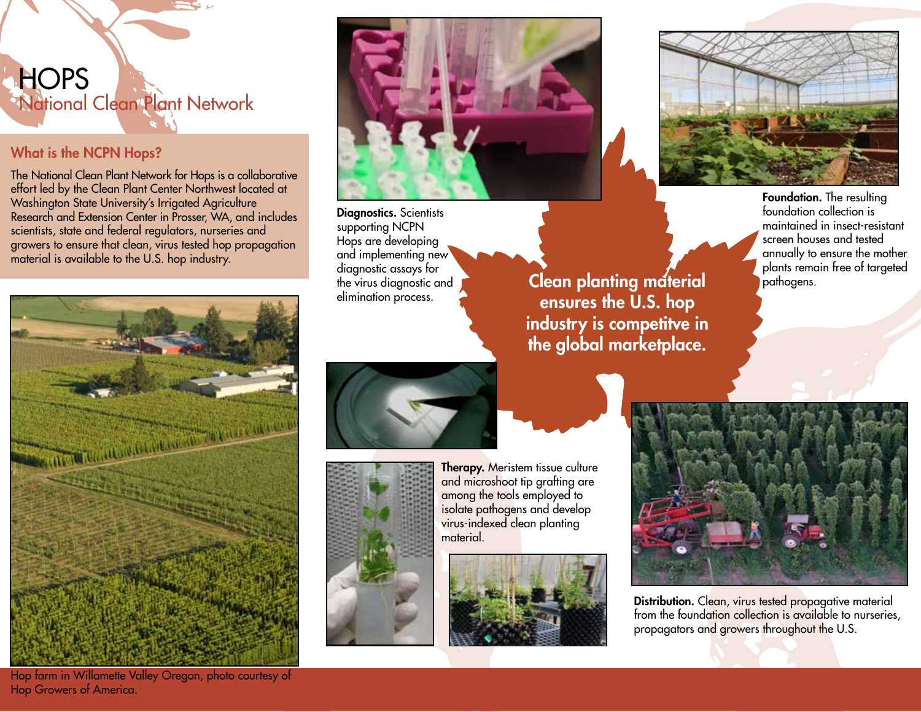# HOPS

## National Clean Plant Network

### What is the NCPN Hops?

The National Clean Plant Network for Hops is a collaborative effort led by the Clean Plant Center Northwest located at Washington State University's Irrigated Agriculture Research and Extension Center in Prosser, WA, and includes scientists, state and federal regulators, nurseries and growers to ensure that clean, virus tested hop propagation material is available to the U.S. hop industry.

Hop farm in Willamette Valley Oregon, photo courtesy of Hop Growers of America.

**Diagnostics.** Scientists supporting NCPN Hops are developing and implementing new diagnostic assays for the virus diagnostic and elimination process.

**Foundation.** The resulting foundation collection is maintained in insect-resistant screen houses and tested annually to ensure the mother plants remain free of targeted pathogens.

**Clean planting material ensures the U.S. hop industry is competitve in the global marketplace.**

**Therapy.** Meristem tissue culture and microshoot tip grafting are among the tools employed to isolate pathogens and develop virus-indexed clean planting material.

**Distribution.** Clean, virus tested propagative material from the foundation collection is available to nurseries, propagators and growers throughout the U.S.